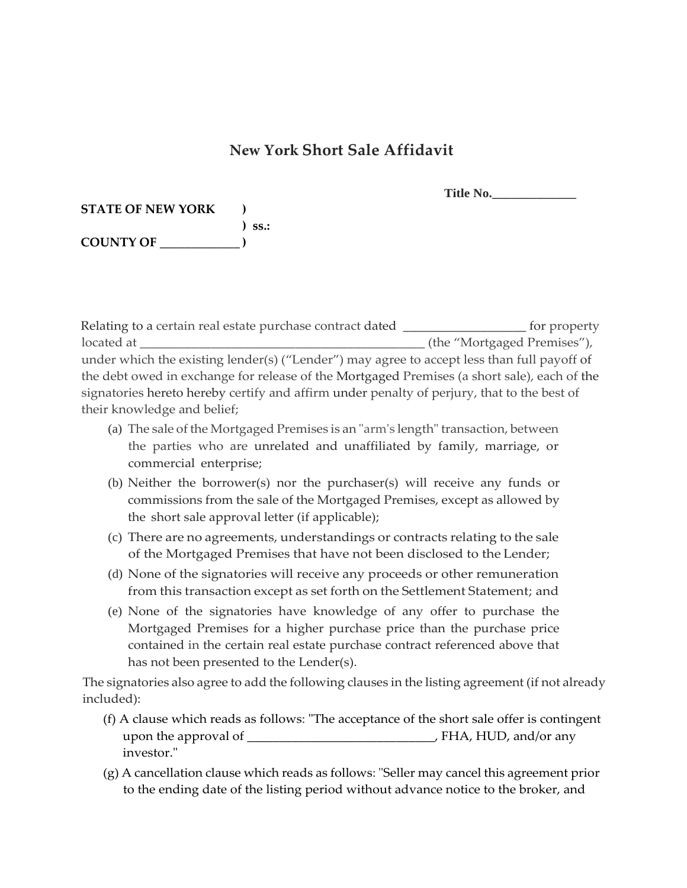# New York Short Sale Affidavit

**Title No.______________**

**STATE OF NEW YORK )**
**) ss.:**
**COUNTY OF _____________ )**

Relating to a certain real estate purchase contract dated ____________________ for property located at ______________________________________________ (the "Mortgaged Premises"), under which the existing lender(s) ("Lender") may agree to accept less than full payoff of the debt owed in exchange for release of the Mortgaged Premises (a short sale), each of the signatories hereto hereby certify and affirm under penalty of perjury, that to the best of their knowledge and belief;

(a) The sale of the Mortgaged Premises is an "arm's length" transaction, between the parties who are unrelated and unaffiliated by family, marriage, or commercial enterprise;

(b) Neither the borrower(s) nor the purchaser(s) will receive any funds or commissions from the sale of the Mortgaged Premises, except as allowed by the short sale approval letter (if applicable);

(c) There are no agreements, understandings or contracts relating to the sale of the Mortgaged Premises that have not been disclosed to the Lender;

(d) None of the signatories will receive any proceeds or other remuneration from this transaction except as set forth on the Settlement Statement; and

(e) None of the signatories have knowledge of any offer to purchase the Mortgaged Premises for a higher purchase price than the purchase price contained in the certain real estate purchase contract referenced above that has not been presented to the Lender(s).

The signatories also agree to add the following clauses in the listing agreement (if not already included):

(f) A clause which reads as follows: "The acceptance of the short sale offer is contingent upon the approval of ______________________________, FHA, HUD, and/or any investor."

(g) A cancellation clause which reads as follows: "Seller may cancel this agreement prior to the ending date of the listing period without advance notice to the broker, and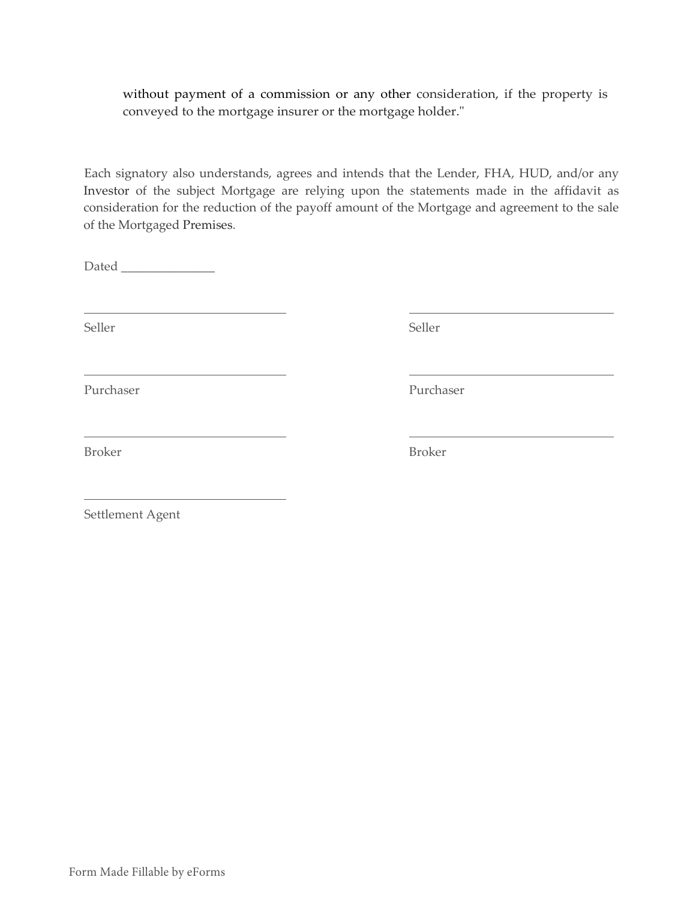> without payment of a commission or any other consideration, if the property is conveyed to the mortgage insurer or the mortgage holder."

Each signatory also understands, agrees and intends that the Lender, FHA, HUD, and/or any Investor of the subject Mortgage are relying upon the statements made in the affidavit as consideration for the reduction of the payoff amount of the Mortgage and agreement to the sale of the Mortgaged Premises.

Dated _______________

_________________________________ _________________________________
Seller Seller

_________________________________ _________________________________
Purchaser Purchaser

_________________________________ _________________________________
Broker Broker

_________________________________
Settlement Agent

Form Made Fillable by eForms